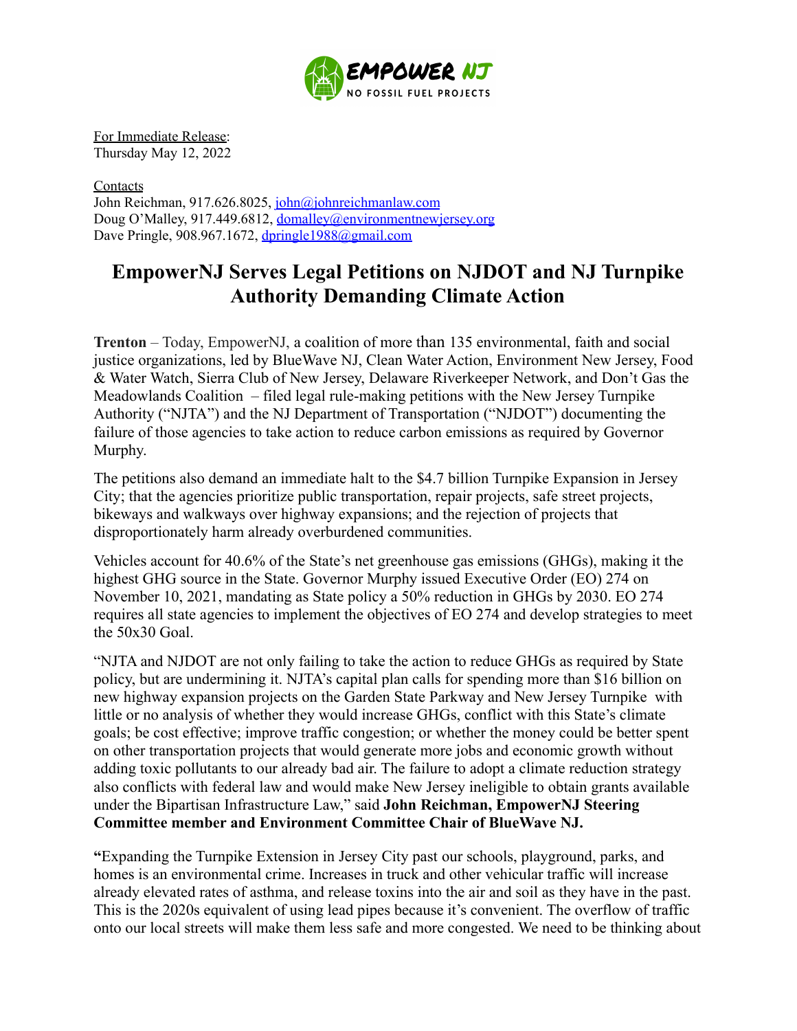EMPOWER NJ
NO FOSSIL FUEL PROJECTS

For Immediate Release:
Thursday May 12, 2022

Contacts
John Reichman, 917.626.8025, john@johnreichmanlaw.com
Doug O'Malley, 917.449.6812, domalley@environmentnewjersey.org
Dave Pringle, 908.967.1672, dpringle1988@gmail.com

# EmpowerNJ Serves Legal Petitions on NJDOT and NJ Turnpike Authority Demanding Climate Action

**Trenton** – Today, EmpowerNJ, a coalition of more than 135 environmental, faith and social justice organizations, led by BlueWave NJ, Clean Water Action, Environment New Jersey, Food & Water Watch, Sierra Club of New Jersey, Delaware Riverkeeper Network, and Don't Gas the Meadowlands Coalition – filed legal rule-making petitions with the New Jersey Turnpike Authority ("NJTA") and the NJ Department of Transportation ("NJDOT") documenting the failure of those agencies to take action to reduce carbon emissions as required by Governor Murphy.

The petitions also demand an immediate halt to the $4.7 billion Turnpike Expansion in Jersey City; that the agencies prioritize public transportation, repair projects, safe street projects, bikeways and walkways over highway expansions; and the rejection of projects that disproportionately harm already overburdened communities.

Vehicles account for 40.6% of the State's net greenhouse gas emissions (GHGs), making it the highest GHG source in the State. Governor Murphy issued Executive Order (EO) 274 on November 10, 2021, mandating as State policy a 50% reduction in GHGs by 2030. EO 274 requires all state agencies to implement the objectives of EO 274 and develop strategies to meet the 50x30 Goal.

"NJTA and NJDOT are not only failing to take the action to reduce GHGs as required by State policy, but are undermining it. NJTA's capital plan calls for spending more than $16 billion on new highway expansion projects on the Garden State Parkway and New Jersey Turnpike with little or no analysis of whether they would increase GHGs, conflict with this State's climate goals; be cost effective; improve traffic congestion; or whether the money could be better spent on other transportation projects that would generate more jobs and economic growth without adding toxic pollutants to our already bad air. The failure to adopt a climate reduction strategy also conflicts with federal law and would make New Jersey ineligible to obtain grants available under the Bipartisan Infrastructure Law," said **John Reichman, EmpowerNJ Steering Committee member and Environment Committee Chair of BlueWave NJ.**

**"**Expanding the Turnpike Extension in Jersey City past our schools, playground, parks, and homes is an environmental crime. Increases in truck and other vehicular traffic will increase already elevated rates of asthma, and release toxins into the air and soil as they have in the past. This is the 2020s equivalent of using lead pipes because it's convenient. The overflow of traffic onto our local streets will make them less safe and more congested. We need to be thinking about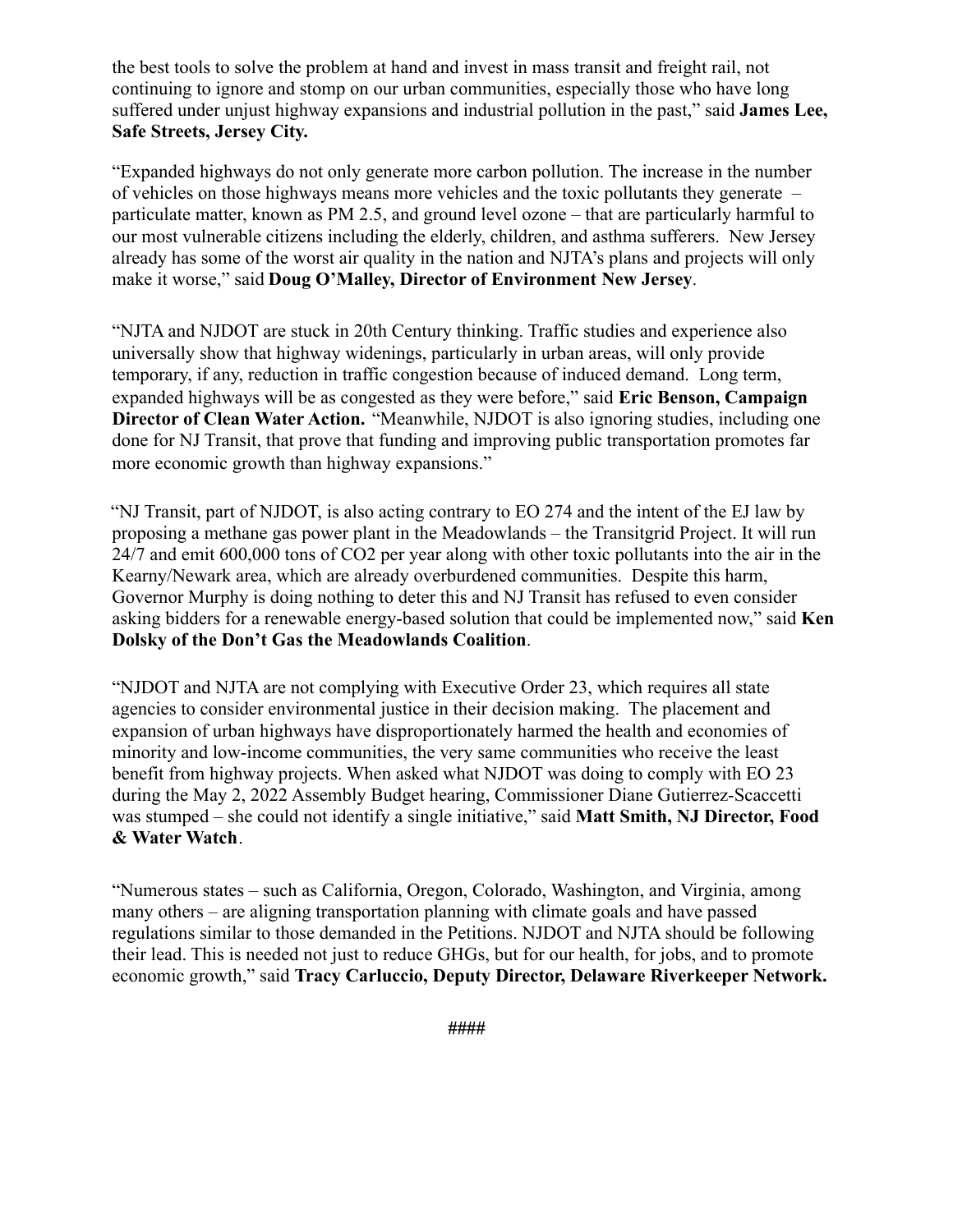the best tools to solve the problem at hand and invest in mass transit and freight rail, not continuing to ignore and stomp on our urban communities, especially those who have long suffered under unjust highway expansions and industrial pollution in the past," said **James Lee, Safe Streets, Jersey City.**

"Expanded highways do not only generate more carbon pollution. The increase in the number of vehicles on those highways means more vehicles and the toxic pollutants they generate – particulate matter, known as PM 2.5, and ground level ozone – that are particularly harmful to our most vulnerable citizens including the elderly, children, and asthma sufferers. New Jersey already has some of the worst air quality in the nation and NJTA's plans and projects will only make it worse," said **Doug O'Malley, Director of Environment New Jersey**.

"NJTA and NJDOT are stuck in 20th Century thinking. Traffic studies and experience also universally show that highway widenings, particularly in urban areas, will only provide temporary, if any, reduction in traffic congestion because of induced demand. Long term, expanded highways will be as congested as they were before," said **Eric Benson, Campaign Director of Clean Water Action.** "Meanwhile, NJDOT is also ignoring studies, including one done for NJ Transit, that prove that funding and improving public transportation promotes far more economic growth than highway expansions."

"NJ Transit, part of NJDOT, is also acting contrary to EO 274 and the intent of the EJ law by proposing a methane gas power plant in the Meadowlands – the Transitgrid Project. It will run 24/7 and emit 600,000 tons of $CO_2$ per year along with other toxic pollutants into the air in the Kearny/Newark area, which are already overburdened communities. Despite this harm, Governor Murphy is doing nothing to deter this and NJ Transit has refused to even consider asking bidders for a renewable energy-based solution that could be implemented now," said **Ken Dolsky of the Don't Gas the Meadowlands Coalition**.

"NJDOT and NJTA are not complying with Executive Order 23, which requires all state agencies to consider environmental justice in their decision making. The placement and expansion of urban highways have disproportionately harmed the health and economies of minority and low-income communities, the very same communities who receive the least benefit from highway projects. When asked what NJDOT was doing to comply with EO 23 during the May 2, 2022 Assembly Budget hearing, Commissioner Diane Gutierrez-Scaccetti was stumped – she could not identify a single initiative," said **Matt Smith, NJ Director, Food & Water Watch**.

"Numerous states – such as California, Oregon, Colorado, Washington, and Virginia, among many others – are aligning transportation planning with climate goals and have passed regulations similar to those demanded in the Petitions. NJDOT and NJTA should be following their lead. This is needed not just to reduce GHGs, but for our health, for jobs, and to promote economic growth," said **Tracy Carluccio, Deputy Director, Delaware Riverkeeper Network.**

####